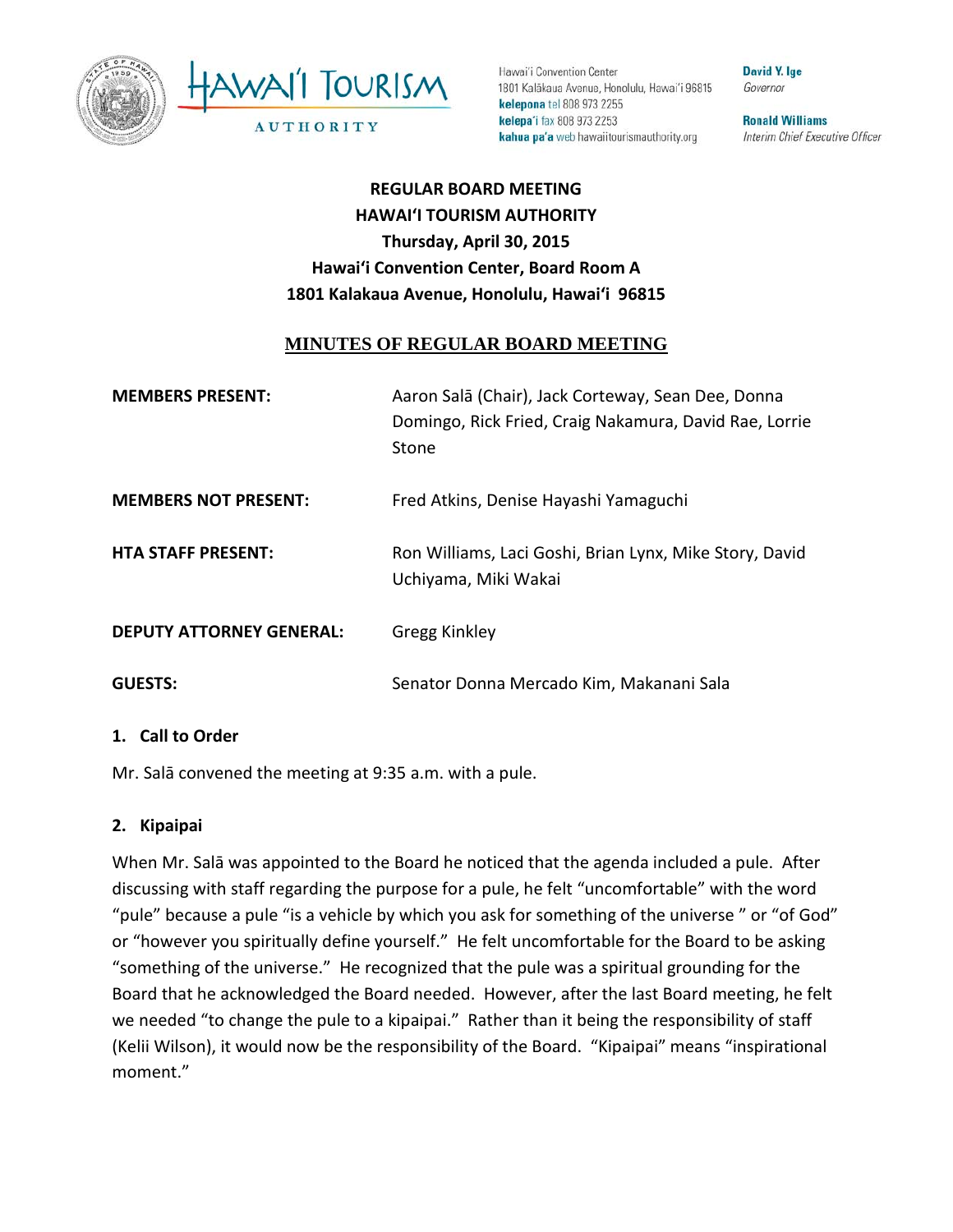Hawai'i Convention Center
1801 Kalākaua Avenue, Honolulu, Hawai'i 96815
**kelepona** tel 808 973 2255
**kelepa'i** fax 808 973 2253
**kahua pa'a** web hawaiitourismauthority.org

**David Y. Ige**
*Governor*

**Ronald Williams**
*Interim Chief Executive Officer*

**REGULAR BOARD MEETING**
**HAWAIʻI TOURISM AUTHORITY**
**Thursday, April 30, 2015**
**Hawaiʻi Convention Center, Board Room A**
**1801 Kalakaua Avenue, Honolulu, Hawaiʻi 96815**

## MINUTES OF REGULAR BOARD MEETING

**MEMBERS PRESENT:** Aaron Salā (Chair), Jack Corteway, Sean Dee, Donna Domingo, Rick Fried, Craig Nakamura, David Rae, Lorrie Stone

**MEMBERS NOT PRESENT:** Fred Atkins, Denise Hayashi Yamaguchi

**HTA STAFF PRESENT:** Ron Williams, Laci Goshi, Brian Lynx, Mike Story, David Uchiyama, Miki Wakai

**DEPUTY ATTORNEY GENERAL:** Gregg Kinkley

**GUESTS:** Senator Donna Mercado Kim, Makanani Sala

### 1. Call to Order

Mr. Salā convened the meeting at 9:35 a.m. with a pule.

### 2. Kipaipai

When Mr. Salā was appointed to the Board he noticed that the agenda included a pule. After discussing with staff regarding the purpose for a pule, he felt "uncomfortable" with the word "pule" because a pule "is a vehicle by which you ask for something of the universe " or "of God" or "however you spiritually define yourself." He felt uncomfortable for the Board to be asking "something of the universe." He recognized that the pule was a spiritual grounding for the Board that he acknowledged the Board needed. However, after the last Board meeting, he felt we needed "to change the pule to a kipaipai." Rather than it being the responsibility of staff (Kelii Wilson), it would now be the responsibility of the Board. "Kipaipai" means "inspirational moment."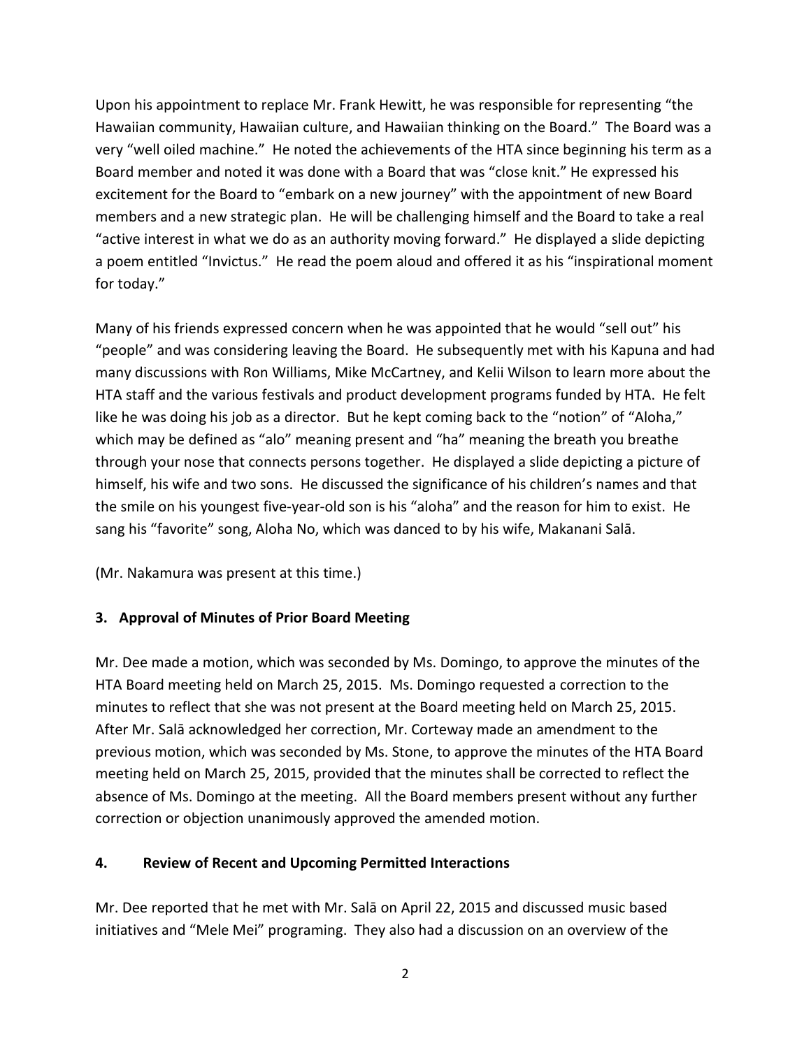Upon his appointment to replace Mr. Frank Hewitt, he was responsible for representing "the Hawaiian community, Hawaiian culture, and Hawaiian thinking on the Board." The Board was a very "well oiled machine." He noted the achievements of the HTA since beginning his term as a Board member and noted it was done with a Board that was "close knit." He expressed his excitement for the Board to "embark on a new journey" with the appointment of new Board members and a new strategic plan. He will be challenging himself and the Board to take a real "active interest in what we do as an authority moving forward." He displayed a slide depicting a poem entitled "Invictus." He read the poem aloud and offered it as his "inspirational moment for today."

Many of his friends expressed concern when he was appointed that he would "sell out" his "people" and was considering leaving the Board. He subsequently met with his Kapuna and had many discussions with Ron Williams, Mike McCartney, and Kelii Wilson to learn more about the HTA staff and the various festivals and product development programs funded by HTA. He felt like he was doing his job as a director. But he kept coming back to the "notion" of "Aloha," which may be defined as "alo" meaning present and "ha" meaning the breath you breathe through your nose that connects persons together. He displayed a slide depicting a picture of himself, his wife and two sons. He discussed the significance of his children's names and that the smile on his youngest five-year-old son is his "aloha" and the reason for him to exist. He sang his "favorite" song, Aloha No, which was danced to by his wife, Makanani Salā.

(Mr. Nakamura was present at this time.)

### 3. Approval of Minutes of Prior Board Meeting

Mr. Dee made a motion, which was seconded by Ms. Domingo, to approve the minutes of the HTA Board meeting held on March 25, 2015. Ms. Domingo requested a correction to the minutes to reflect that she was not present at the Board meeting held on March 25, 2015. After Mr. Salā acknowledged her correction, Mr. Corteway made an amendment to the previous motion, which was seconded by Ms. Stone, to approve the minutes of the HTA Board meeting held on March 25, 2015, provided that the minutes shall be corrected to reflect the absence of Ms. Domingo at the meeting. All the Board members present without any further correction or objection unanimously approved the amended motion.

### 4. Review of Recent and Upcoming Permitted Interactions

Mr. Dee reported that he met with Mr. Salā on April 22, 2015 and discussed music based initiatives and "Mele Mei" programing. They also had a discussion on an overview of the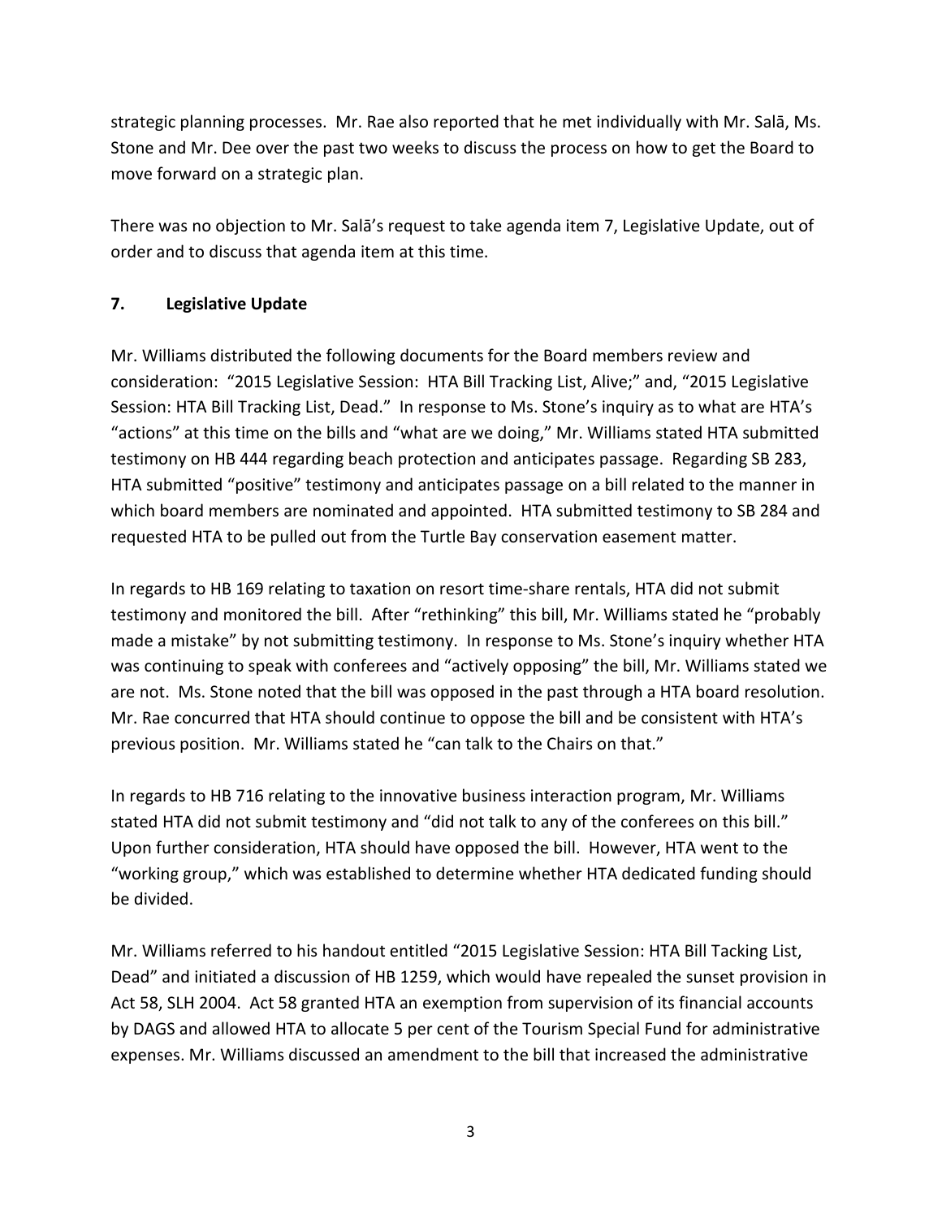strategic planning processes. Mr. Rae also reported that he met individually with Mr. Salā, Ms. Stone and Mr. Dee over the past two weeks to discuss the process on how to get the Board to move forward on a strategic plan.

There was no objection to Mr. Salā's request to take agenda item 7, Legislative Update, out of order and to discuss that agenda item at this time.

## 7. Legislative Update

Mr. Williams distributed the following documents for the Board members review and consideration: "2015 Legislative Session: HTA Bill Tracking List, Alive;" and, "2015 Legislative Session: HTA Bill Tracking List, Dead." In response to Ms. Stone's inquiry as to what are HTA's "actions" at this time on the bills and "what are we doing," Mr. Williams stated HTA submitted testimony on HB 444 regarding beach protection and anticipates passage. Regarding SB 283, HTA submitted "positive" testimony and anticipates passage on a bill related to the manner in which board members are nominated and appointed. HTA submitted testimony to SB 284 and requested HTA to be pulled out from the Turtle Bay conservation easement matter.

In regards to HB 169 relating to taxation on resort time-share rentals, HTA did not submit testimony and monitored the bill. After "rethinking" this bill, Mr. Williams stated he "probably made a mistake" by not submitting testimony. In response to Ms. Stone's inquiry whether HTA was continuing to speak with conferees and "actively opposing" the bill, Mr. Williams stated we are not. Ms. Stone noted that the bill was opposed in the past through a HTA board resolution. Mr. Rae concurred that HTA should continue to oppose the bill and be consistent with HTA's previous position. Mr. Williams stated he "can talk to the Chairs on that."

In regards to HB 716 relating to the innovative business interaction program, Mr. Williams stated HTA did not submit testimony and "did not talk to any of the conferees on this bill." Upon further consideration, HTA should have opposed the bill. However, HTA went to the "working group," which was established to determine whether HTA dedicated funding should be divided.

Mr. Williams referred to his handout entitled "2015 Legislative Session: HTA Bill Tacking List, Dead" and initiated a discussion of HB 1259, which would have repealed the sunset provision in Act 58, SLH 2004. Act 58 granted HTA an exemption from supervision of its financial accounts by DAGS and allowed HTA to allocate 5 per cent of the Tourism Special Fund for administrative expenses. Mr. Williams discussed an amendment to the bill that increased the administrative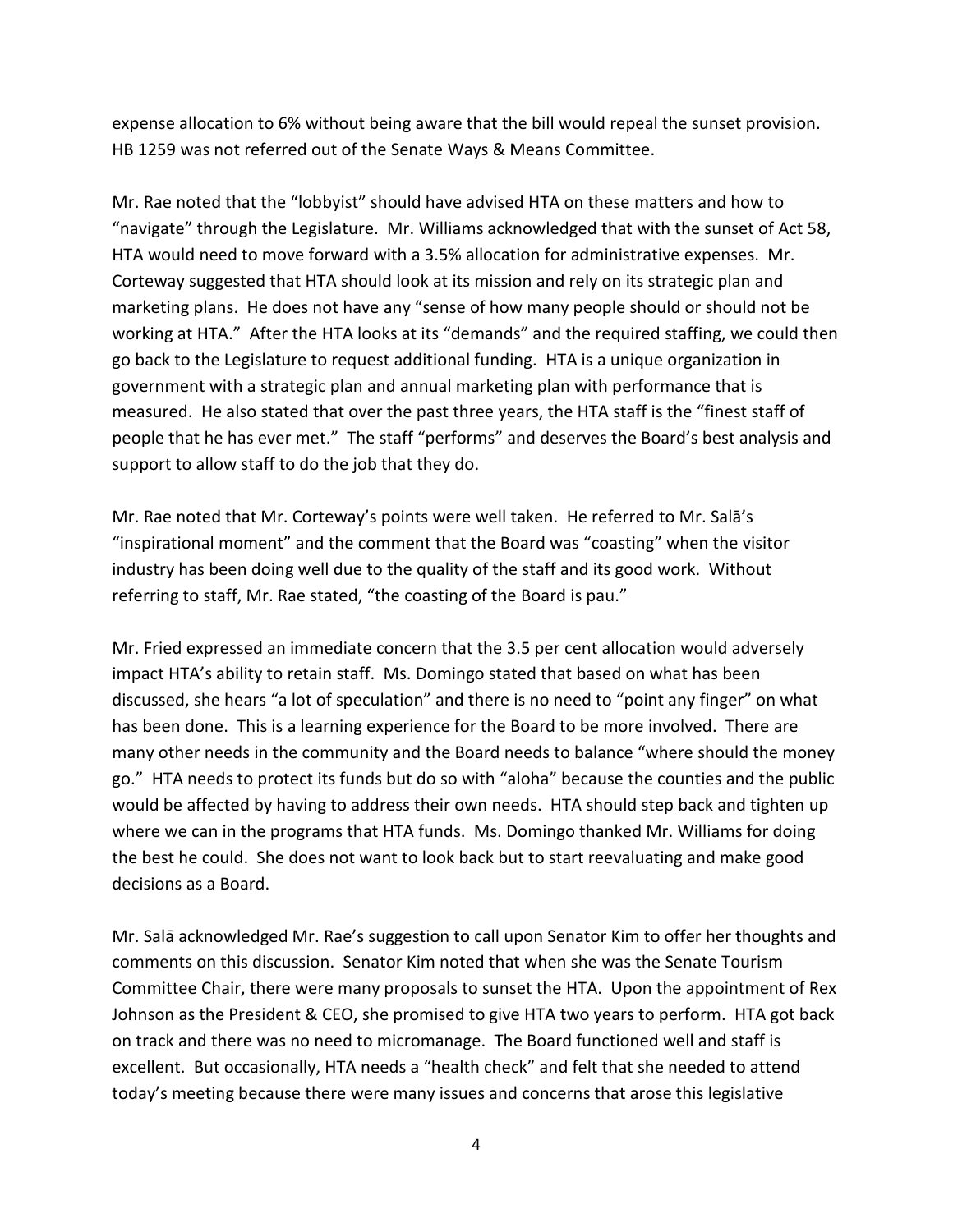expense allocation to 6% without being aware that the bill would repeal the sunset provision. HB 1259 was not referred out of the Senate Ways & Means Committee.

Mr. Rae noted that the "lobbyist" should have advised HTA on these matters and how to "navigate" through the Legislature. Mr. Williams acknowledged that with the sunset of Act 58, HTA would need to move forward with a 3.5% allocation for administrative expenses. Mr. Corteway suggested that HTA should look at its mission and rely on its strategic plan and marketing plans. He does not have any "sense of how many people should or should not be working at HTA." After the HTA looks at its "demands" and the required staffing, we could then go back to the Legislature to request additional funding. HTA is a unique organization in government with a strategic plan and annual marketing plan with performance that is measured. He also stated that over the past three years, the HTA staff is the "finest staff of people that he has ever met." The staff "performs" and deserves the Board's best analysis and support to allow staff to do the job that they do.

Mr. Rae noted that Mr. Corteway's points were well taken. He referred to Mr. Salā's "inspirational moment" and the comment that the Board was "coasting" when the visitor industry has been doing well due to the quality of the staff and its good work. Without referring to staff, Mr. Rae stated, "the coasting of the Board is pau."

Mr. Fried expressed an immediate concern that the 3.5 per cent allocation would adversely impact HTA's ability to retain staff. Ms. Domingo stated that based on what has been discussed, she hears "a lot of speculation" and there is no need to "point any finger" on what has been done. This is a learning experience for the Board to be more involved. There are many other needs in the community and the Board needs to balance "where should the money go." HTA needs to protect its funds but do so with "aloha" because the counties and the public would be affected by having to address their own needs. HTA should step back and tighten up where we can in the programs that HTA funds. Ms. Domingo thanked Mr. Williams for doing the best he could. She does not want to look back but to start reevaluating and make good decisions as a Board.

Mr. Salā acknowledged Mr. Rae's suggestion to call upon Senator Kim to offer her thoughts and comments on this discussion. Senator Kim noted that when she was the Senate Tourism Committee Chair, there were many proposals to sunset the HTA. Upon the appointment of Rex Johnson as the President & CEO, she promised to give HTA two years to perform. HTA got back on track and there was no need to micromanage. The Board functioned well and staff is excellent. But occasionally, HTA needs a "health check" and felt that she needed to attend today's meeting because there were many issues and concerns that arose this legislative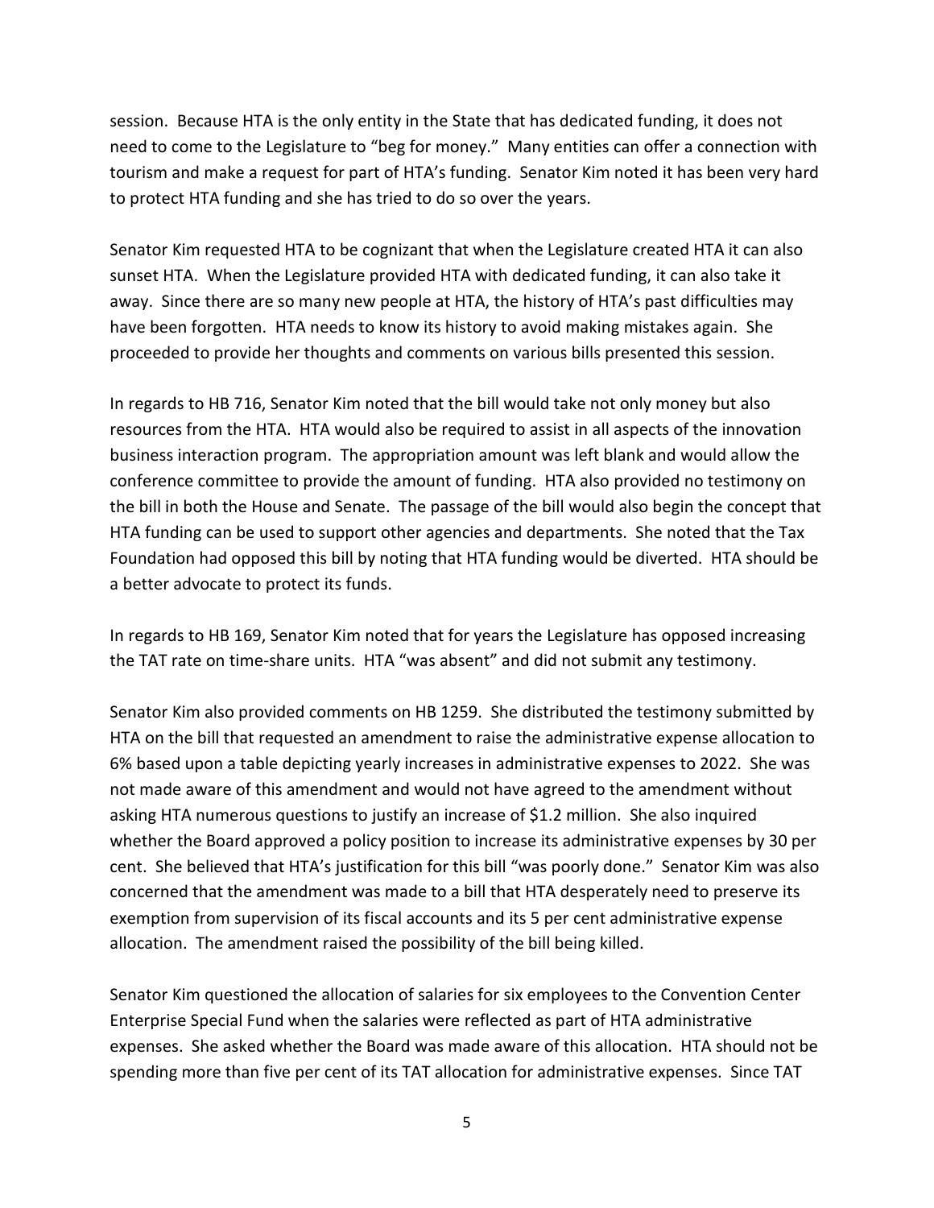session. Because HTA is the only entity in the State that has dedicated funding, it does not need to come to the Legislature to "beg for money." Many entities can offer a connection with tourism and make a request for part of HTA's funding. Senator Kim noted it has been very hard to protect HTA funding and she has tried to do so over the years.

Senator Kim requested HTA to be cognizant that when the Legislature created HTA it can also sunset HTA. When the Legislature provided HTA with dedicated funding, it can also take it away. Since there are so many new people at HTA, the history of HTA's past difficulties may have been forgotten. HTA needs to know its history to avoid making mistakes again. She proceeded to provide her thoughts and comments on various bills presented this session.

In regards to HB 716, Senator Kim noted that the bill would take not only money but also resources from the HTA. HTA would also be required to assist in all aspects of the innovation business interaction program. The appropriation amount was left blank and would allow the conference committee to provide the amount of funding. HTA also provided no testimony on the bill in both the House and Senate. The passage of the bill would also begin the concept that HTA funding can be used to support other agencies and departments. She noted that the Tax Foundation had opposed this bill by noting that HTA funding would be diverted. HTA should be a better advocate to protect its funds.

In regards to HB 169, Senator Kim noted that for years the Legislature has opposed increasing the TAT rate on time-share units. HTA "was absent" and did not submit any testimony.

Senator Kim also provided comments on HB 1259. She distributed the testimony submitted by HTA on the bill that requested an amendment to raise the administrative expense allocation to 6% based upon a table depicting yearly increases in administrative expenses to 2022. She was not made aware of this amendment and would not have agreed to the amendment without asking HTA numerous questions to justify an increase of $1.2 million. She also inquired whether the Board approved a policy position to increase its administrative expenses by 30 per cent. She believed that HTA's justification for this bill "was poorly done." Senator Kim was also concerned that the amendment was made to a bill that HTA desperately need to preserve its exemption from supervision of its fiscal accounts and its 5 per cent administrative expense allocation. The amendment raised the possibility of the bill being killed.

Senator Kim questioned the allocation of salaries for six employees to the Convention Center Enterprise Special Fund when the salaries were reflected as part of HTA administrative expenses. She asked whether the Board was made aware of this allocation. HTA should not be spending more than five per cent of its TAT allocation for administrative expenses. Since TAT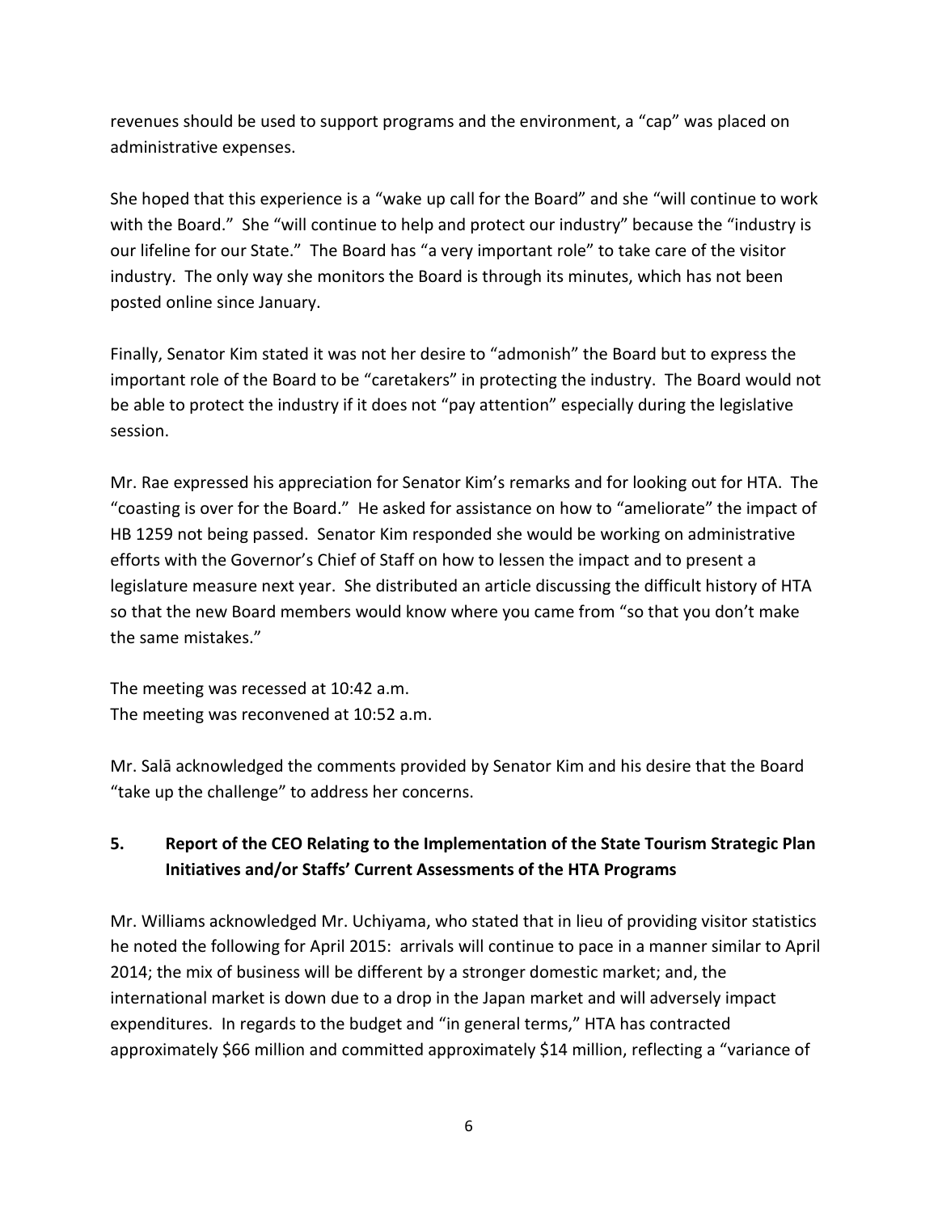revenues should be used to support programs and the environment, a "cap" was placed on administrative expenses.

She hoped that this experience is a "wake up call for the Board" and she "will continue to work with the Board." She "will continue to help and protect our industry" because the "industry is our lifeline for our State." The Board has "a very important role" to take care of the visitor industry. The only way she monitors the Board is through its minutes, which has not been posted online since January.

Finally, Senator Kim stated it was not her desire to "admonish" the Board but to express the important role of the Board to be "caretakers" in protecting the industry. The Board would not be able to protect the industry if it does not "pay attention" especially during the legislative session.

Mr. Rae expressed his appreciation for Senator Kim's remarks and for looking out for HTA. The "coasting is over for the Board." He asked for assistance on how to "ameliorate" the impact of HB 1259 not being passed. Senator Kim responded she would be working on administrative efforts with the Governor's Chief of Staff on how to lessen the impact and to present a legislature measure next year. She distributed an article discussing the difficult history of HTA so that the new Board members would know where you came from "so that you don't make the same mistakes."

The meeting was recessed at 10:42 a.m.
The meeting was reconvened at 10:52 a.m.

Mr. Salā acknowledged the comments provided by Senator Kim and his desire that the Board "take up the challenge" to address her concerns.

## 5. Report of the CEO Relating to the Implementation of the State Tourism Strategic Plan Initiatives and/or Staffs' Current Assessments of the HTA Programs

Mr. Williams acknowledged Mr. Uchiyama, who stated that in lieu of providing visitor statistics he noted the following for April 2015: arrivals will continue to pace in a manner similar to April 2014; the mix of business will be different by a stronger domestic market; and, the international market is down due to a drop in the Japan market and will adversely impact expenditures. In regards to the budget and "in general terms," HTA has contracted approximately $66 million and committed approximately $14 million, reflecting a "variance of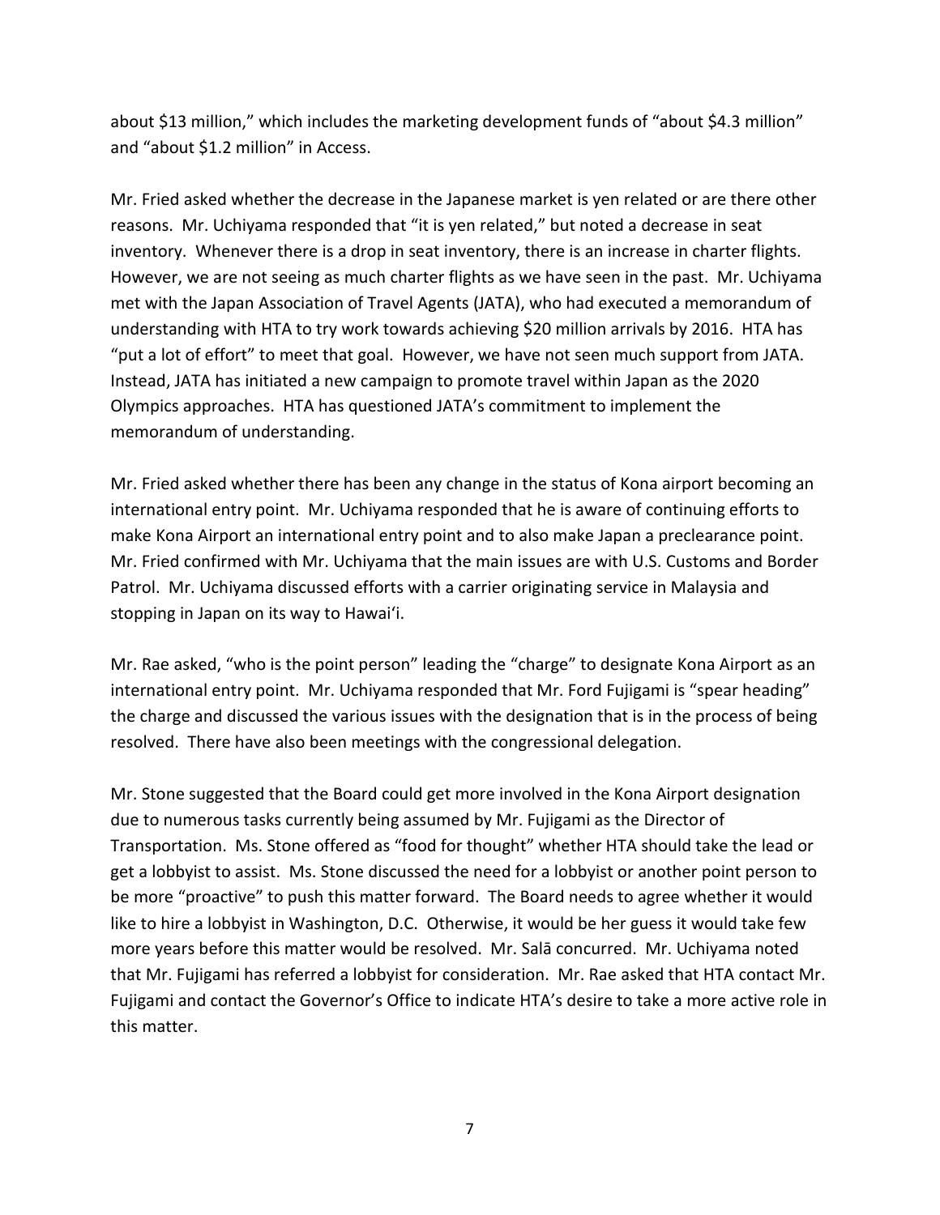about $13 million," which includes the marketing development funds of "about $4.3 million" and "about $1.2 million" in Access.

Mr. Fried asked whether the decrease in the Japanese market is yen related or are there other reasons. Mr. Uchiyama responded that "it is yen related," but noted a decrease in seat inventory. Whenever there is a drop in seat inventory, there is an increase in charter flights. However, we are not seeing as much charter flights as we have seen in the past. Mr. Uchiyama met with the Japan Association of Travel Agents (JATA), who had executed a memorandum of understanding with HTA to try work towards achieving $20 million arrivals by 2016. HTA has "put a lot of effort" to meet that goal. However, we have not seen much support from JATA. Instead, JATA has initiated a new campaign to promote travel within Japan as the 2020 Olympics approaches. HTA has questioned JATA's commitment to implement the memorandum of understanding.

Mr. Fried asked whether there has been any change in the status of Kona airport becoming an international entry point. Mr. Uchiyama responded that he is aware of continuing efforts to make Kona Airport an international entry point and to also make Japan a preclearance point. Mr. Fried confirmed with Mr. Uchiyama that the main issues are with U.S. Customs and Border Patrol. Mr. Uchiyama discussed efforts with a carrier originating service in Malaysia and stopping in Japan on its way to Hawaiʻi.

Mr. Rae asked, "who is the point person" leading the "charge" to designate Kona Airport as an international entry point. Mr. Uchiyama responded that Mr. Ford Fujigami is "spear heading" the charge and discussed the various issues with the designation that is in the process of being resolved. There have also been meetings with the congressional delegation.

Mr. Stone suggested that the Board could get more involved in the Kona Airport designation due to numerous tasks currently being assumed by Mr. Fujigami as the Director of Transportation. Ms. Stone offered as "food for thought" whether HTA should take the lead or get a lobbyist to assist. Ms. Stone discussed the need for a lobbyist or another point person to be more "proactive" to push this matter forward. The Board needs to agree whether it would like to hire a lobbyist in Washington, D.C. Otherwise, it would be her guess it would take few more years before this matter would be resolved. Mr. Salā concurred. Mr. Uchiyama noted that Mr. Fujigami has referred a lobbyist for consideration. Mr. Rae asked that HTA contact Mr. Fujigami and contact the Governor's Office to indicate HTA's desire to take a more active role in this matter.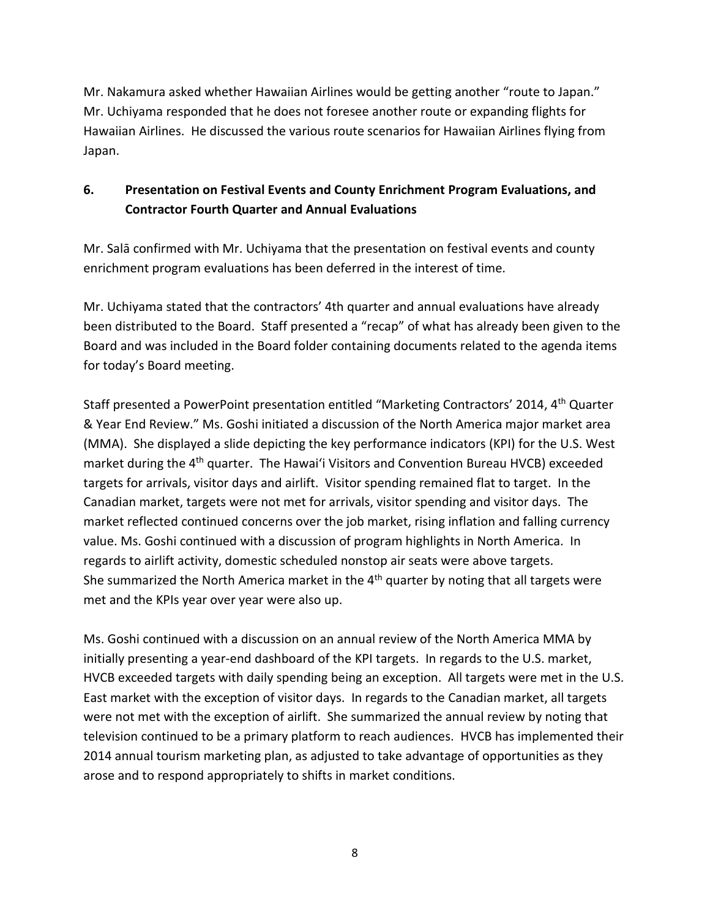Mr. Nakamura asked whether Hawaiian Airlines would be getting another "route to Japan." Mr. Uchiyama responded that he does not foresee another route or expanding flights for Hawaiian Airlines. He discussed the various route scenarios for Hawaiian Airlines flying from Japan.

**6. Presentation on Festival Events and County Enrichment Program Evaluations, and Contractor Fourth Quarter and Annual Evaluations**

Mr. Salā confirmed with Mr. Uchiyama that the presentation on festival events and county enrichment program evaluations has been deferred in the interest of time.

Mr. Uchiyama stated that the contractors' 4th quarter and annual evaluations have already been distributed to the Board. Staff presented a "recap" of what has already been given to the Board and was included in the Board folder containing documents related to the agenda items for today's Board meeting.

Staff presented a PowerPoint presentation entitled "Marketing Contractors' 2014, 4th Quarter & Year End Review." Ms. Goshi initiated a discussion of the North America major market area (MMA). She displayed a slide depicting the key performance indicators (KPI) for the U.S. West market during the 4th quarter. The Hawaiʻi Visitors and Convention Bureau HVCB) exceeded targets for arrivals, visitor days and airlift. Visitor spending remained flat to target. In the Canadian market, targets were not met for arrivals, visitor spending and visitor days. The market reflected continued concerns over the job market, rising inflation and falling currency value. Ms. Goshi continued with a discussion of program highlights in North America. In regards to airlift activity, domestic scheduled nonstop air seats were above targets. She summarized the North America market in the 4th quarter by noting that all targets were met and the KPIs year over year were also up.

Ms. Goshi continued with a discussion on an annual review of the North America MMA by initially presenting a year-end dashboard of the KPI targets. In regards to the U.S. market, HVCB exceeded targets with daily spending being an exception. All targets were met in the U.S. East market with the exception of visitor days. In regards to the Canadian market, all targets were not met with the exception of airlift. She summarized the annual review by noting that television continued to be a primary platform to reach audiences. HVCB has implemented their 2014 annual tourism marketing plan, as adjusted to take advantage of opportunities as they arose and to respond appropriately to shifts in market conditions.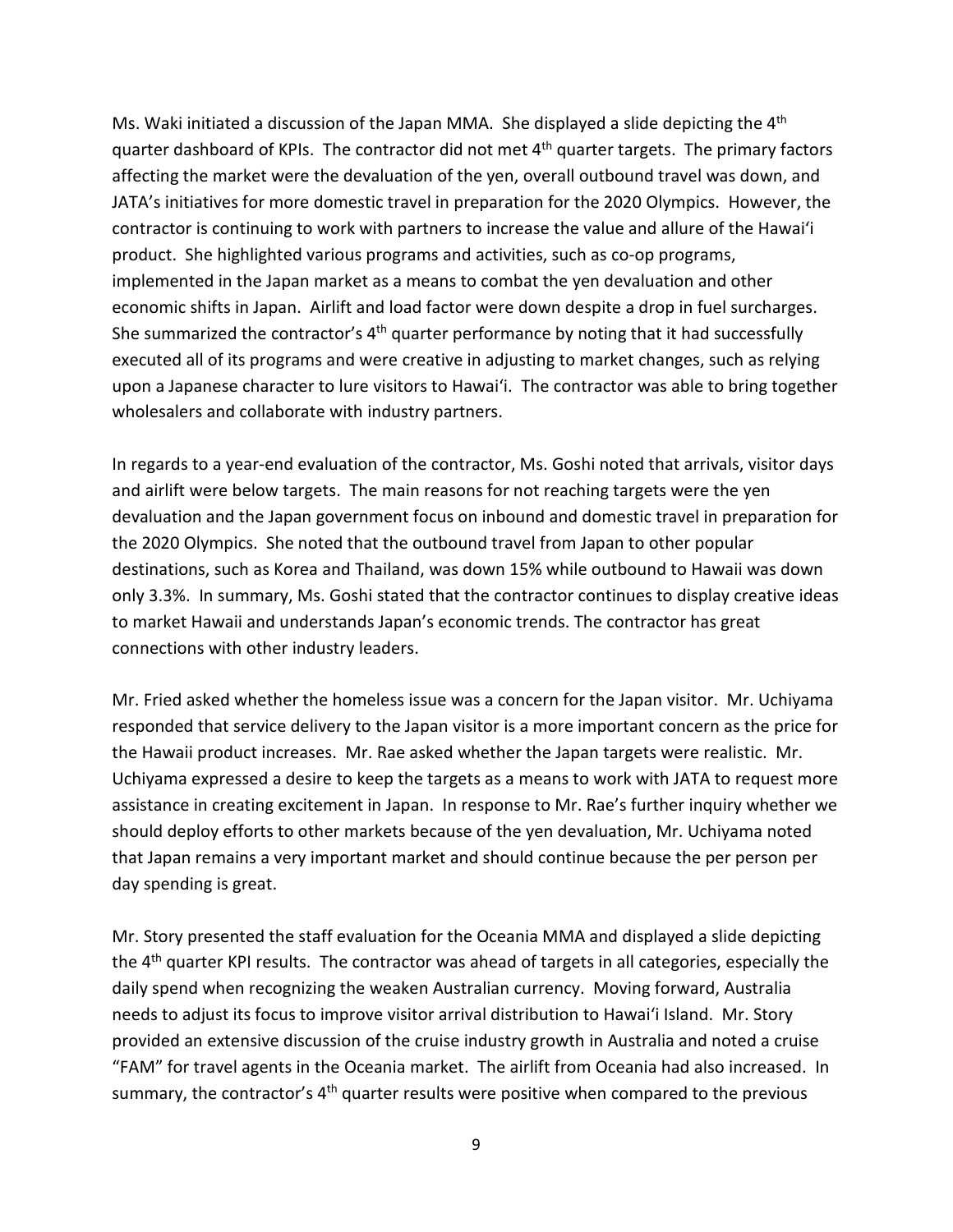Ms. Waki initiated a discussion of the Japan MMA. She displayed a slide depicting the 4th quarter dashboard of KPIs. The contractor did not met 4th quarter targets. The primary factors affecting the market were the devaluation of the yen, overall outbound travel was down, and JATA's initiatives for more domestic travel in preparation for the 2020 Olympics. However, the contractor is continuing to work with partners to increase the value and allure of the Hawai'i product. She highlighted various programs and activities, such as co-op programs, implemented in the Japan market as a means to combat the yen devaluation and other economic shifts in Japan. Airlift and load factor were down despite a drop in fuel surcharges. She summarized the contractor's 4th quarter performance by noting that it had successfully executed all of its programs and were creative in adjusting to market changes, such as relying upon a Japanese character to lure visitors to Hawai'i. The contractor was able to bring together wholesalers and collaborate with industry partners.

In regards to a year-end evaluation of the contractor, Ms. Goshi noted that arrivals, visitor days and airlift were below targets. The main reasons for not reaching targets were the yen devaluation and the Japan government focus on inbound and domestic travel in preparation for the 2020 Olympics. She noted that the outbound travel from Japan to other popular destinations, such as Korea and Thailand, was down 15% while outbound to Hawaii was down only 3.3%. In summary, Ms. Goshi stated that the contractor continues to display creative ideas to market Hawaii and understands Japan's economic trends. The contractor has great connections with other industry leaders.

Mr. Fried asked whether the homeless issue was a concern for the Japan visitor. Mr. Uchiyama responded that service delivery to the Japan visitor is a more important concern as the price for the Hawaii product increases. Mr. Rae asked whether the Japan targets were realistic. Mr. Uchiyama expressed a desire to keep the targets as a means to work with JATA to request more assistance in creating excitement in Japan. In response to Mr. Rae's further inquiry whether we should deploy efforts to other markets because of the yen devaluation, Mr. Uchiyama noted that Japan remains a very important market and should continue because the per person per day spending is great.

Mr. Story presented the staff evaluation for the Oceania MMA and displayed a slide depicting the 4th quarter KPI results. The contractor was ahead of targets in all categories, especially the daily spend when recognizing the weaken Australian currency. Moving forward, Australia needs to adjust its focus to improve visitor arrival distribution to Hawai'i Island. Mr. Story provided an extensive discussion of the cruise industry growth in Australia and noted a cruise "FAM" for travel agents in the Oceania market. The airlift from Oceania had also increased. In summary, the contractor's 4th quarter results were positive when compared to the previous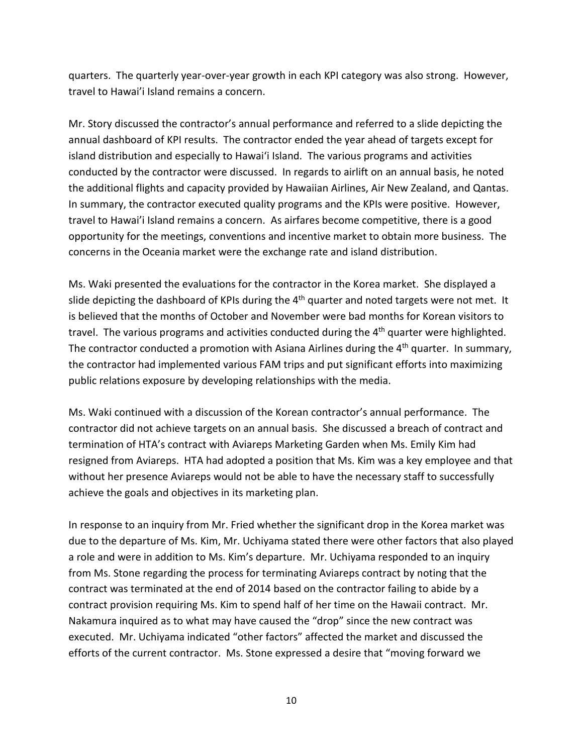quarters. The quarterly year-over-year growth in each KPI category was also strong. However, travel to Hawai'i Island remains a concern.

Mr. Story discussed the contractor's annual performance and referred to a slide depicting the annual dashboard of KPI results. The contractor ended the year ahead of targets except for island distribution and especially to Hawai'i Island. The various programs and activities conducted by the contractor were discussed. In regards to airlift on an annual basis, he noted the additional flights and capacity provided by Hawaiian Airlines, Air New Zealand, and Qantas. In summary, the contractor executed quality programs and the KPIs were positive. However, travel to Hawai'i Island remains a concern. As airfares become competitive, there is a good opportunity for the meetings, conventions and incentive market to obtain more business. The concerns in the Oceania market were the exchange rate and island distribution.

Ms. Waki presented the evaluations for the contractor in the Korea market. She displayed a slide depicting the dashboard of KPIs during the 4th quarter and noted targets were not met. It is believed that the months of October and November were bad months for Korean visitors to travel. The various programs and activities conducted during the 4th quarter were highlighted. The contractor conducted a promotion with Asiana Airlines during the 4th quarter. In summary, the contractor had implemented various FAM trips and put significant efforts into maximizing public relations exposure by developing relationships with the media.

Ms. Waki continued with a discussion of the Korean contractor's annual performance. The contractor did not achieve targets on an annual basis. She discussed a breach of contract and termination of HTA's contract with Aviareps Marketing Garden when Ms. Emily Kim had resigned from Aviareps. HTA had adopted a position that Ms. Kim was a key employee and that without her presence Aviareps would not be able to have the necessary staff to successfully achieve the goals and objectives in its marketing plan.

In response to an inquiry from Mr. Fried whether the significant drop in the Korea market was due to the departure of Ms. Kim, Mr. Uchiyama stated there were other factors that also played a role and were in addition to Ms. Kim's departure. Mr. Uchiyama responded to an inquiry from Ms. Stone regarding the process for terminating Aviareps contract by noting that the contract was terminated at the end of 2014 based on the contractor failing to abide by a contract provision requiring Ms. Kim to spend half of her time on the Hawaii contract. Mr. Nakamura inquired as to what may have caused the "drop" since the new contract was executed. Mr. Uchiyama indicated "other factors" affected the market and discussed the efforts of the current contractor. Ms. Stone expressed a desire that "moving forward we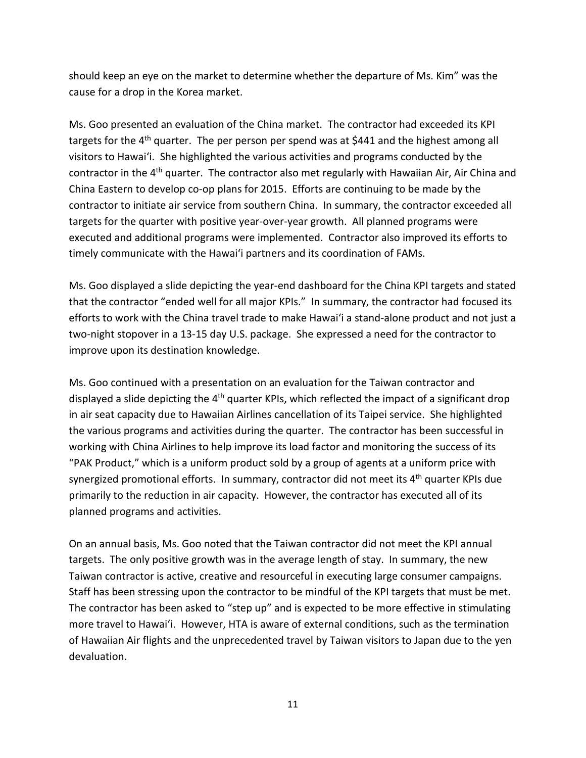should keep an eye on the market to determine whether the departure of Ms. Kim" was the cause for a drop in the Korea market.

Ms. Goo presented an evaluation of the China market. The contractor had exceeded its KPI targets for the 4th quarter. The per person per spend was at $441 and the highest among all visitors to Hawai'i. She highlighted the various activities and programs conducted by the contractor in the 4th quarter. The contractor also met regularly with Hawaiian Air, Air China and China Eastern to develop co-op plans for 2015. Efforts are continuing to be made by the contractor to initiate air service from southern China. In summary, the contractor exceeded all targets for the quarter with positive year-over-year growth. All planned programs were executed and additional programs were implemented. Contractor also improved its efforts to timely communicate with the Hawai'i partners and its coordination of FAMs.

Ms. Goo displayed a slide depicting the year-end dashboard for the China KPI targets and stated that the contractor "ended well for all major KPIs." In summary, the contractor had focused its efforts to work with the China travel trade to make Hawai'i a stand-alone product and not just a two-night stopover in a 13-15 day U.S. package. She expressed a need for the contractor to improve upon its destination knowledge.

Ms. Goo continued with a presentation on an evaluation for the Taiwan contractor and displayed a slide depicting the 4th quarter KPIs, which reflected the impact of a significant drop in air seat capacity due to Hawaiian Airlines cancellation of its Taipei service. She highlighted the various programs and activities during the quarter. The contractor has been successful in working with China Airlines to help improve its load factor and monitoring the success of its "PAK Product," which is a uniform product sold by a group of agents at a uniform price with synergized promotional efforts. In summary, contractor did not meet its 4th quarter KPIs due primarily to the reduction in air capacity. However, the contractor has executed all of its planned programs and activities.

On an annual basis, Ms. Goo noted that the Taiwan contractor did not meet the KPI annual targets. The only positive growth was in the average length of stay. In summary, the new Taiwan contractor is active, creative and resourceful in executing large consumer campaigns. Staff has been stressing upon the contractor to be mindful of the KPI targets that must be met. The contractor has been asked to "step up" and is expected to be more effective in stimulating more travel to Hawai'i. However, HTA is aware of external conditions, such as the termination of Hawaiian Air flights and the unprecedented travel by Taiwan visitors to Japan due to the yen devaluation.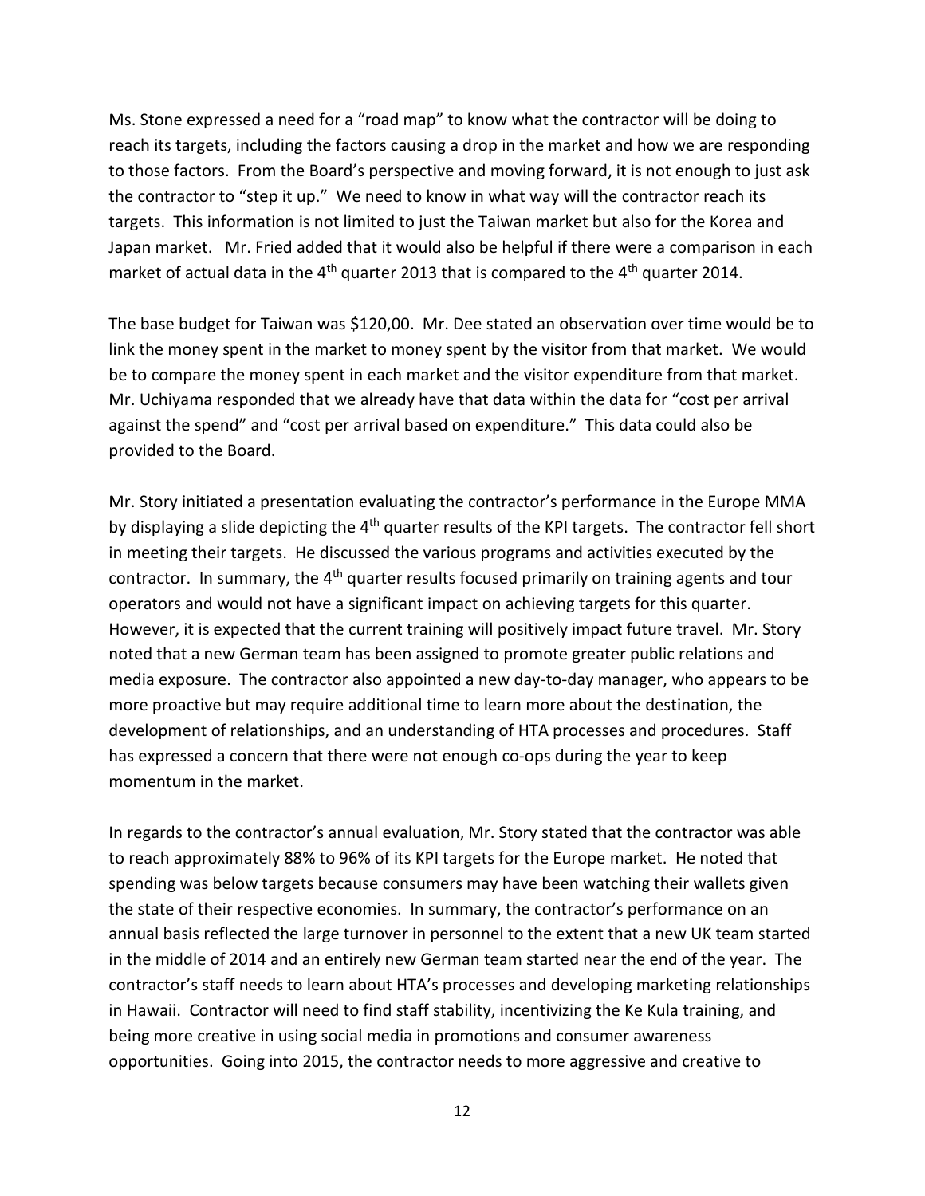Ms. Stone expressed a need for a "road map" to know what the contractor will be doing to reach its targets, including the factors causing a drop in the market and how we are responding to those factors. From the Board's perspective and moving forward, it is not enough to just ask the contractor to "step it up." We need to know in what way will the contractor reach its targets. This information is not limited to just the Taiwan market but also for the Korea and Japan market. Mr. Fried added that it would also be helpful if there were a comparison in each market of actual data in the 4th quarter 2013 that is compared to the 4th quarter 2014.

The base budget for Taiwan was $120,00. Mr. Dee stated an observation over time would be to link the money spent in the market to money spent by the visitor from that market. We would be to compare the money spent in each market and the visitor expenditure from that market. Mr. Uchiyama responded that we already have that data within the data for "cost per arrival against the spend" and "cost per arrival based on expenditure." This data could also be provided to the Board.

Mr. Story initiated a presentation evaluating the contractor's performance in the Europe MMA by displaying a slide depicting the 4th quarter results of the KPI targets. The contractor fell short in meeting their targets. He discussed the various programs and activities executed by the contractor. In summary, the 4th quarter results focused primarily on training agents and tour operators and would not have a significant impact on achieving targets for this quarter. However, it is expected that the current training will positively impact future travel. Mr. Story noted that a new German team has been assigned to promote greater public relations and media exposure. The contractor also appointed a new day-to-day manager, who appears to be more proactive but may require additional time to learn more about the destination, the development of relationships, and an understanding of HTA processes and procedures. Staff has expressed a concern that there were not enough co-ops during the year to keep momentum in the market.

In regards to the contractor's annual evaluation, Mr. Story stated that the contractor was able to reach approximately 88% to 96% of its KPI targets for the Europe market. He noted that spending was below targets because consumers may have been watching their wallets given the state of their respective economies. In summary, the contractor's performance on an annual basis reflected the large turnover in personnel to the extent that a new UK team started in the middle of 2014 and an entirely new German team started near the end of the year. The contractor's staff needs to learn about HTA's processes and developing marketing relationships in Hawaii. Contractor will need to find staff stability, incentivizing the Ke Kula training, and being more creative in using social media in promotions and consumer awareness opportunities. Going into 2015, the contractor needs to more aggressive and creative to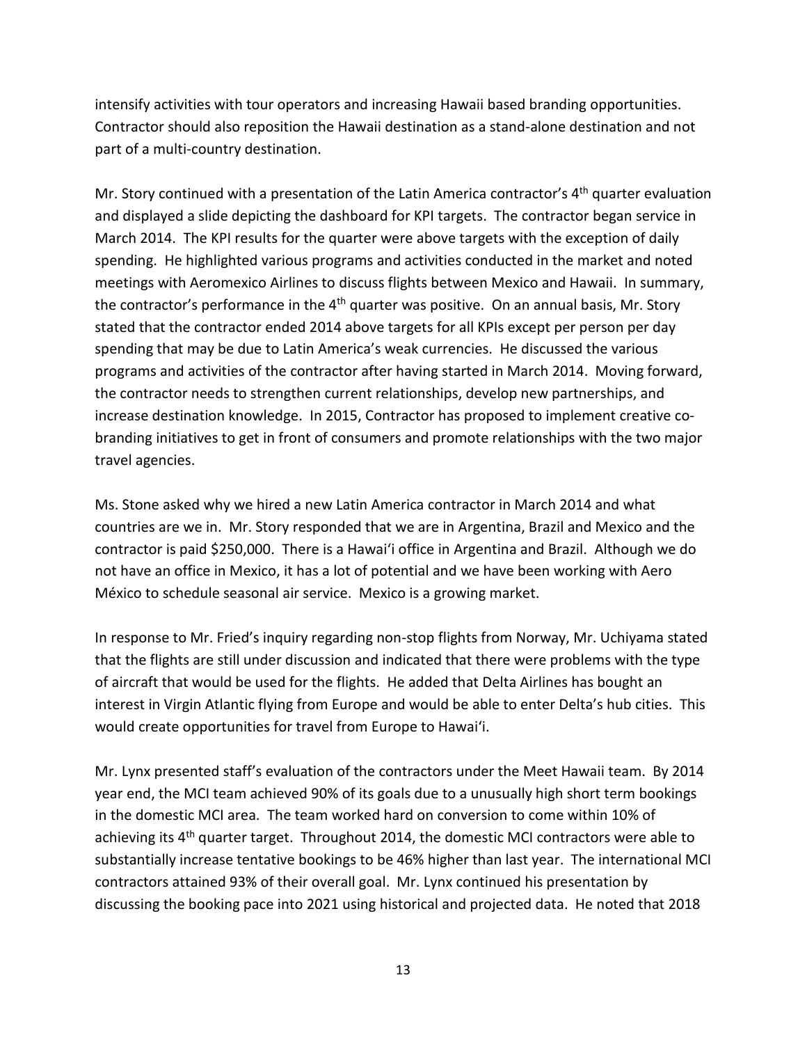intensify activities with tour operators and increasing Hawaii based branding opportunities. Contractor should also reposition the Hawaii destination as a stand-alone destination and not part of a multi-country destination.

Mr. Story continued with a presentation of the Latin America contractor's 4th quarter evaluation and displayed a slide depicting the dashboard for KPI targets. The contractor began service in March 2014. The KPI results for the quarter were above targets with the exception of daily spending. He highlighted various programs and activities conducted in the market and noted meetings with Aeromexico Airlines to discuss flights between Mexico and Hawaii. In summary, the contractor's performance in the 4th quarter was positive. On an annual basis, Mr. Story stated that the contractor ended 2014 above targets for all KPIs except per person per day spending that may be due to Latin America's weak currencies. He discussed the various programs and activities of the contractor after having started in March 2014. Moving forward, the contractor needs to strengthen current relationships, develop new partnerships, and increase destination knowledge. In 2015, Contractor has proposed to implement creative co-branding initiatives to get in front of consumers and promote relationships with the two major travel agencies.

Ms. Stone asked why we hired a new Latin America contractor in March 2014 and what countries are we in. Mr. Story responded that we are in Argentina, Brazil and Mexico and the contractor is paid $250,000. There is a Hawaiʻi office in Argentina and Brazil. Although we do not have an office in Mexico, it has a lot of potential and we have been working with Aero México to schedule seasonal air service. Mexico is a growing market.

In response to Mr. Fried's inquiry regarding non-stop flights from Norway, Mr. Uchiyama stated that the flights are still under discussion and indicated that there were problems with the type of aircraft that would be used for the flights. He added that Delta Airlines has bought an interest in Virgin Atlantic flying from Europe and would be able to enter Delta's hub cities. This would create opportunities for travel from Europe to Hawaiʻi.

Mr. Lynx presented staff's evaluation of the contractors under the Meet Hawaii team. By 2014 year end, the MCI team achieved 90% of its goals due to a unusually high short term bookings in the domestic MCI area. The team worked hard on conversion to come within 10% of achieving its 4th quarter target. Throughout 2014, the domestic MCI contractors were able to substantially increase tentative bookings to be 46% higher than last year. The international MCI contractors attained 93% of their overall goal. Mr. Lynx continued his presentation by discussing the booking pace into 2021 using historical and projected data. He noted that 2018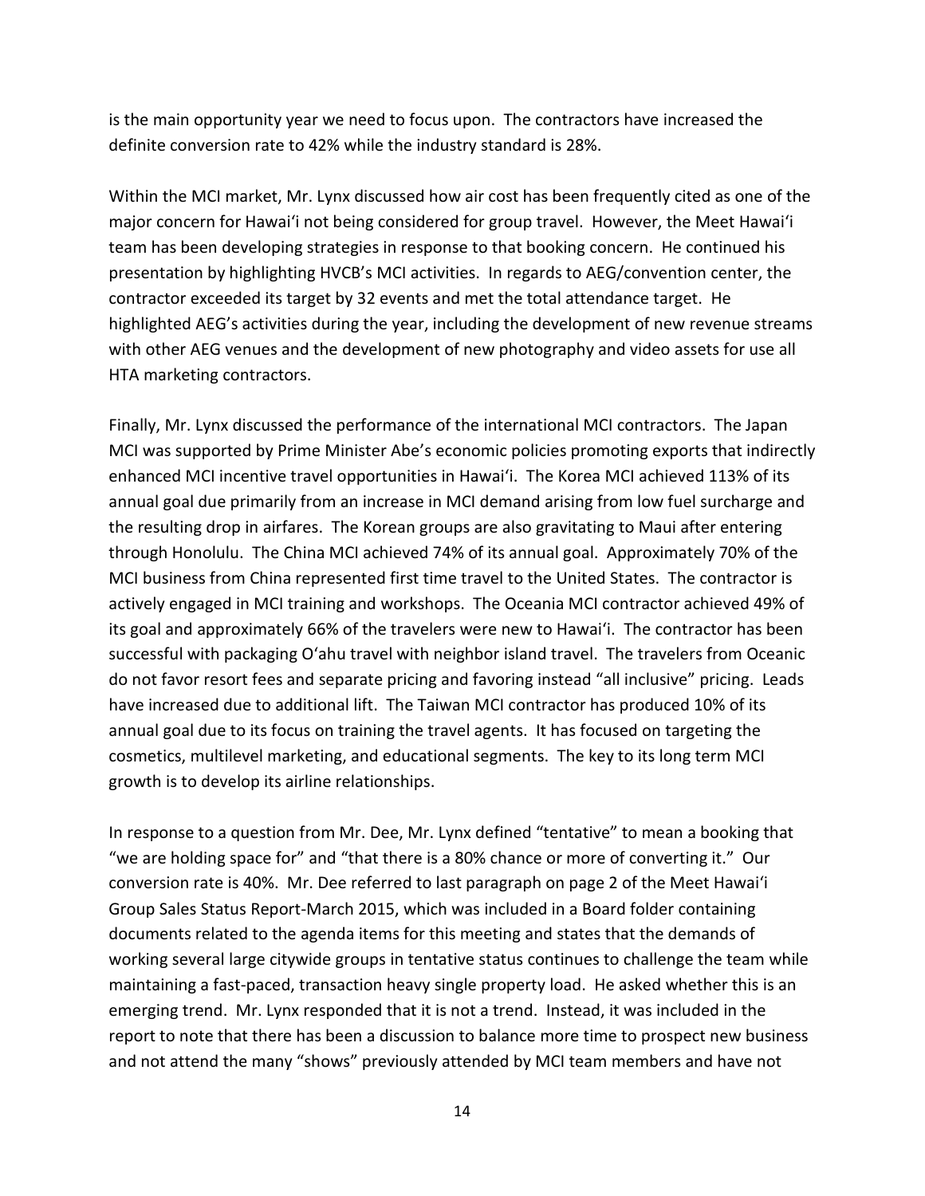is the main opportunity year we need to focus upon. The contractors have increased the definite conversion rate to 42% while the industry standard is 28%.

Within the MCI market, Mr. Lynx discussed how air cost has been frequently cited as one of the major concern for Hawai'i not being considered for group travel. However, the Meet Hawai'i team has been developing strategies in response to that booking concern. He continued his presentation by highlighting HVCB's MCI activities. In regards to AEG/convention center, the contractor exceeded its target by 32 events and met the total attendance target. He highlighted AEG's activities during the year, including the development of new revenue streams with other AEG venues and the development of new photography and video assets for use all HTA marketing contractors.

Finally, Mr. Lynx discussed the performance of the international MCI contractors. The Japan MCI was supported by Prime Minister Abe's economic policies promoting exports that indirectly enhanced MCI incentive travel opportunities in Hawai'i. The Korea MCI achieved 113% of its annual goal due primarily from an increase in MCI demand arising from low fuel surcharge and the resulting drop in airfares. The Korean groups are also gravitating to Maui after entering through Honolulu. The China MCI achieved 74% of its annual goal. Approximately 70% of the MCI business from China represented first time travel to the United States. The contractor is actively engaged in MCI training and workshops. The Oceania MCI contractor achieved 49% of its goal and approximately 66% of the travelers were new to Hawai'i. The contractor has been successful with packaging O'ahu travel with neighbor island travel. The travelers from Oceanic do not favor resort fees and separate pricing and favoring instead "all inclusive" pricing. Leads have increased due to additional lift. The Taiwan MCI contractor has produced 10% of its annual goal due to its focus on training the travel agents. It has focused on targeting the cosmetics, multilevel marketing, and educational segments. The key to its long term MCI growth is to develop its airline relationships.

In response to a question from Mr. Dee, Mr. Lynx defined "tentative" to mean a booking that "we are holding space for" and "that there is a 80% chance or more of converting it." Our conversion rate is 40%. Mr. Dee referred to last paragraph on page 2 of the Meet Hawai'i Group Sales Status Report-March 2015, which was included in a Board folder containing documents related to the agenda items for this meeting and states that the demands of working several large citywide groups in tentative status continues to challenge the team while maintaining a fast-paced, transaction heavy single property load. He asked whether this is an emerging trend. Mr. Lynx responded that it is not a trend. Instead, it was included in the report to note that there has been a discussion to balance more time to prospect new business and not attend the many "shows" previously attended by MCI team members and have not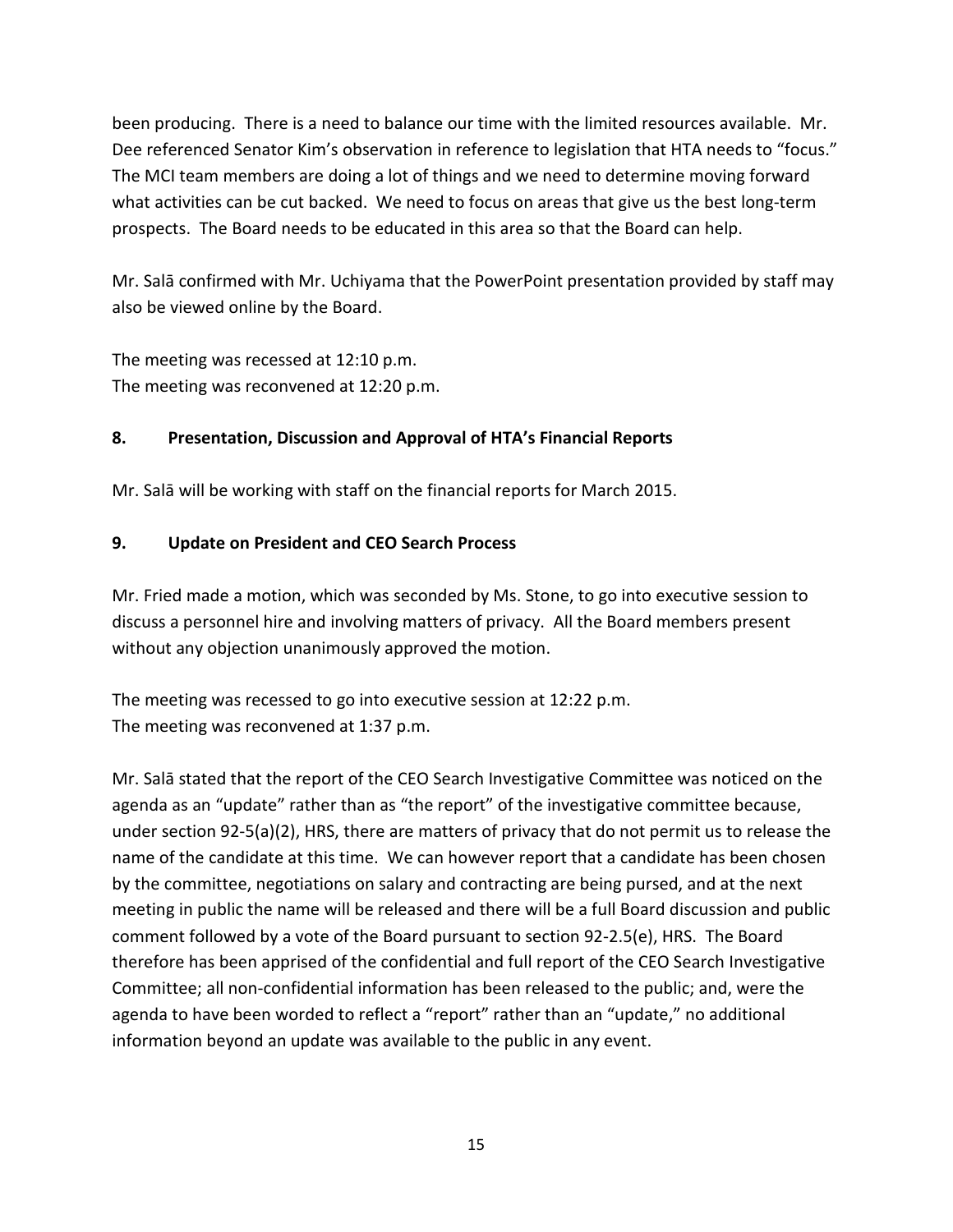been producing. There is a need to balance our time with the limited resources available. Mr. Dee referenced Senator Kim's observation in reference to legislation that HTA needs to "focus." The MCI team members are doing a lot of things and we need to determine moving forward what activities can be cut backed. We need to focus on areas that give us the best long-term prospects. The Board needs to be educated in this area so that the Board can help.

Mr. Salā confirmed with Mr. Uchiyama that the PowerPoint presentation provided by staff may also be viewed online by the Board.

The meeting was recessed at 12:10 p.m.
The meeting was reconvened at 12:20 p.m.

## 8. Presentation, Discussion and Approval of HTA's Financial Reports

Mr. Salā will be working with staff on the financial reports for March 2015.

## 9. Update on President and CEO Search Process

Mr. Fried made a motion, which was seconded by Ms. Stone, to go into executive session to discuss a personnel hire and involving matters of privacy. All the Board members present without any objection unanimously approved the motion.

The meeting was recessed to go into executive session at 12:22 p.m.
The meeting was reconvened at 1:37 p.m.

Mr. Salā stated that the report of the CEO Search Investigative Committee was noticed on the agenda as an "update" rather than as "the report" of the investigative committee because, under section 92-5(a)(2), HRS, there are matters of privacy that do not permit us to release the name of the candidate at this time. We can however report that a candidate has been chosen by the committee, negotiations on salary and contracting are being pursed, and at the next meeting in public the name will be released and there will be a full Board discussion and public comment followed by a vote of the Board pursuant to section 92-2.5(e), HRS. The Board therefore has been apprised of the confidential and full report of the CEO Search Investigative Committee; all non-confidential information has been released to the public; and, were the agenda to have been worded to reflect a "report" rather than an "update," no additional information beyond an update was available to the public in any event.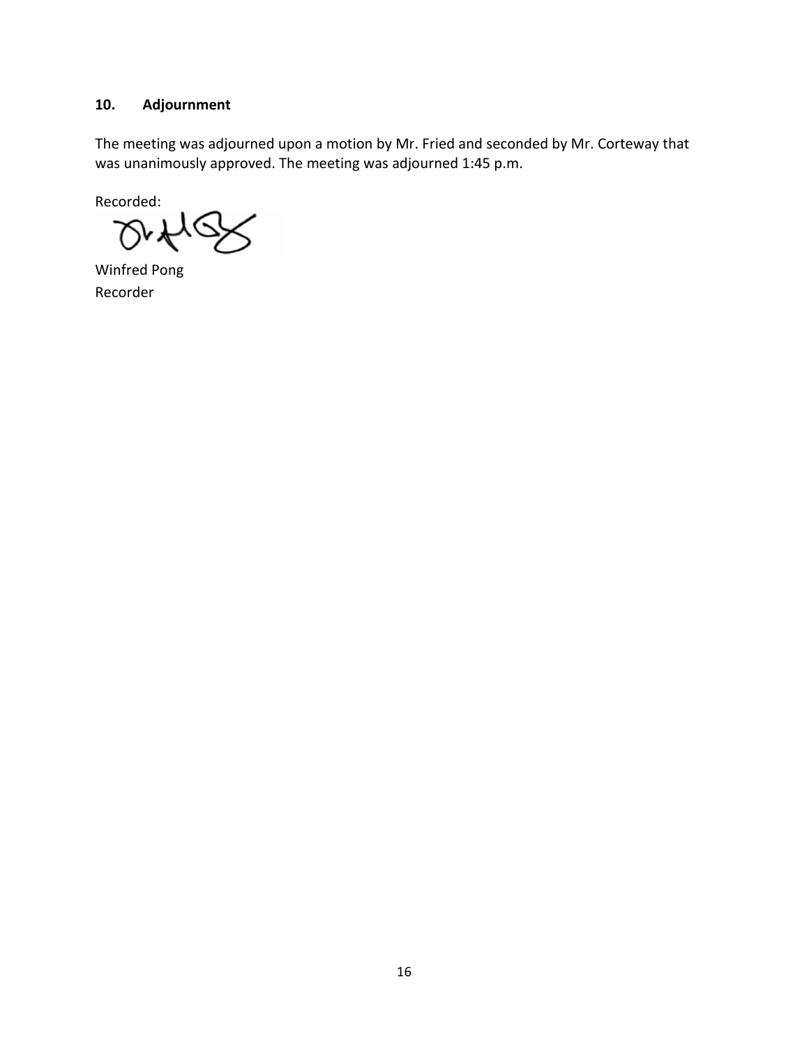## 10. Adjournment

The meeting was adjourned upon a motion by Mr. Fried and seconded by Mr. Corteway that was unanimously approved. The meeting was adjourned 1:45 p.m.

Recorded:

Winfred Pong
Recorder